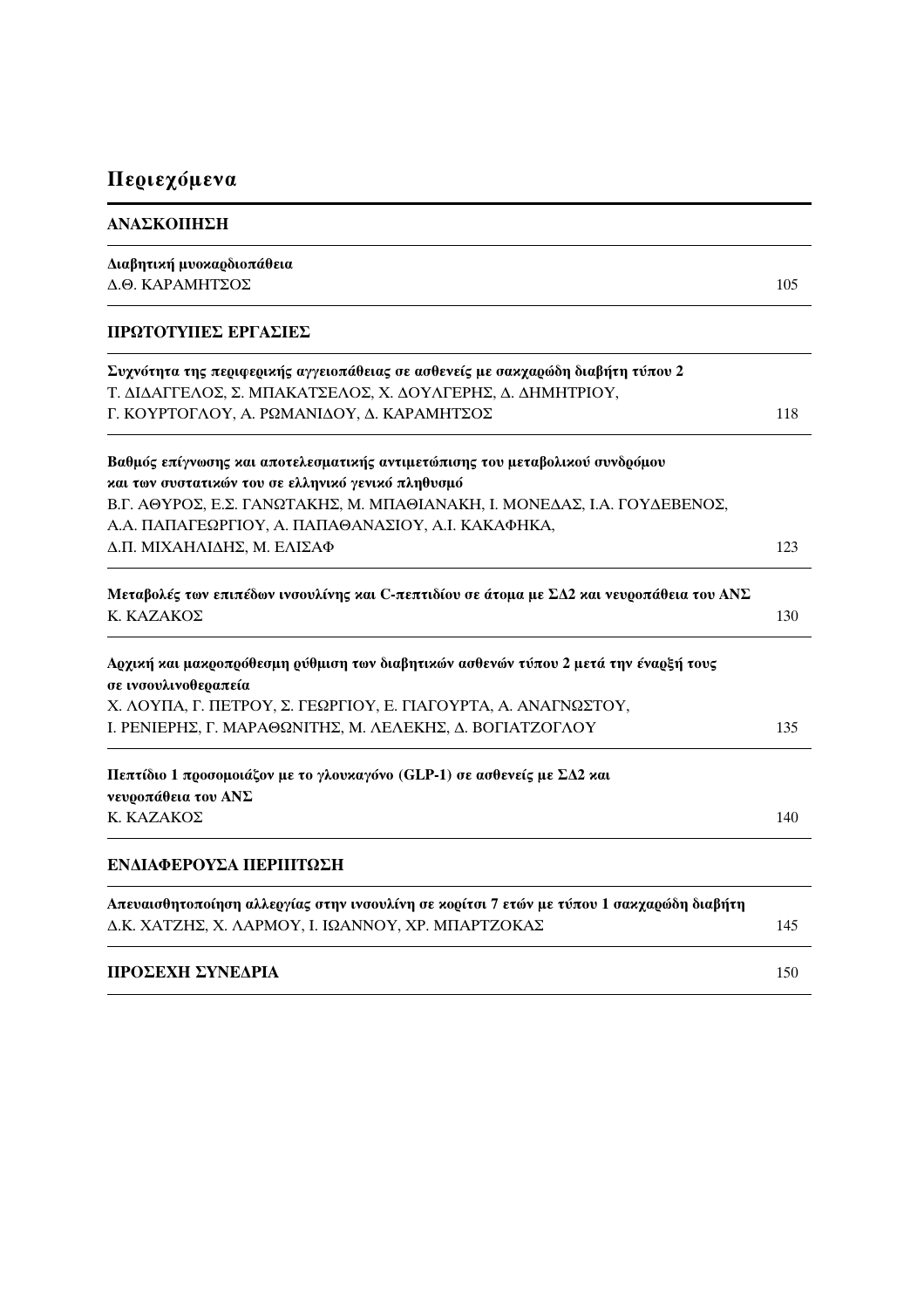# Περιεχόμενα

## ΑΝΑΣΚΟΠΗΣΗ

**Διαβητική μυοκαρδιοπάθεια**
Δ.Θ. ΚΑΡΑΜΗΤΣΟΣ — 105

## ΠΡΩΤΟΤΥΠΕΣ ΕΡΓΑΣΙΕΣ

**Συχνότητα της περιφερικής αγγειοπάθειας σε ασθενείς με σακχαρώδη διαβήτη τύπου 2**
Τ. ΔΙΔΑΓΓΕΛΟΣ, Σ. ΜΠΑΚΑΤΣΕΛΟΣ, Χ. ΔΟΥΛΓΕΡΗΣ, Δ. ΔΗΜΗΤΡΙΟΥ,
Γ. ΚΟΥΡΤΟΓΛΟΥ, Α. ΡΩΜΑΝΙΔΟΥ, Δ. ΚΑΡΑΜΗΤΣΟΣ — 118

**Βαθμός επίγνωσης και αποτελεσματικής αντιμετώπισης του μεταβολικού συνδρόμου και των συστατικών του σε ελληνικό γενικό πληθυσμό**
Β.Γ. ΑΘΥΡΟΣ, Ε.Σ. ΓΑΝΩΤΑΚΗΣ, Μ. ΜΠΑΘΙΑΝΑΚΗ, Ι. ΜΟΝΕΔΑΣ, Ι.Α. ΓΟΥΔΕΒΕΝΟΣ,
Α.Α. ΠΑΠΑΓΕΩΡΓΙΟΥ, Α. ΠΑΠΑΘΑΝΑΣΙΟΥ, Α.Ι. ΚΑΚΑΦΗΚΑ,
Δ.Π. ΜΙΧΑΗΛΙΔΗΣ, Μ. ΕΛΙΣΑΦ — 123

**Μεταβολές των επιπέδων ινσουλίνης και C-πεπτιδίου σε άτομα με ΣΔ2 και νευροπάθεια του ΑΝΣ**
Κ. ΚΑΖΑΚΟΣ — 130

**Αρχική και μακροπρόθεσμη ρύθμιση των διαβητικών ασθενών τύπου 2 μετά την έναρξή τους σε ινσουλινοθεραπεία**
Χ. ΛΟΥΠΑ, Γ. ΠΕΤΡΟΥ, Σ. ΓΕΩΡΓΙΟΥ, Ε. ΓΙΑΓΟΥΡΤΑ, Α. ΑΝΑΓΝΩΣΤΟΥ,
Ι. ΡΕΝΙΕΡΗΣ, Γ. ΜΑΡΑΘΩΝΙΤΗΣ, Μ. ΛΕΛΕΚΗΣ, Δ. ΒΟΓΙΑΤΖΟΓΛΟΥ — 135

**Πεπτίδιο 1 προσομοιάζον με το γλουκαγόνο (GLP-1) σε ασθενείς με ΣΔ2 και νευροπάθεια του ΑΝΣ**
Κ. ΚΑΖΑΚΟΣ — 140

## ΕΝΔΙΑΦΕΡΟΥΣΑ ΠΕΡΙΠΤΩΣΗ

**Απευαισθητοποίηση αλλεργίας στην ινσουλίνη σε κορίτσι 7 ετών με τύπου 1 σακχαρώδη διαβήτη**
Δ.Κ. ΧΑΤΖΗΣ, Χ. ΛΑΡΜΟΥ, Ι. ΙΩΑΝΝΟΥ, ΧΡ. ΜΠΑΡΤΖΟΚΑΣ — 145

## ΠΡΟΣΕΧΗ ΣΥΝΕΔΡΙΑ — 150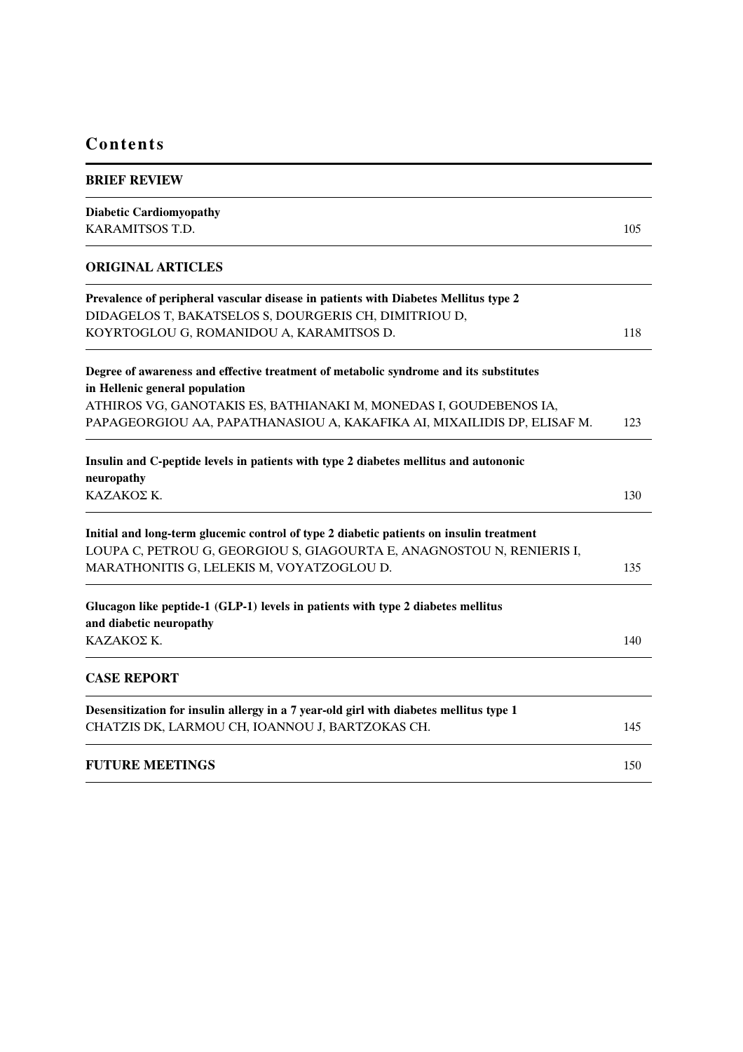# Contents

## BRIEF REVIEW

**Diabetic Cardiomyopathy**
KARAMITSOS T.D. 105

## ORIGINAL ARTICLES

**Prevalence of peripheral vascular disease in patients with Diabetes Mellitus type 2**
DIDAGELOS T, BAKATSELOS S, DOURGERIS CH, DIMITRIOU D,
KOYRTOGLOU G, ROMANIDOU A, KARAMITSOS D. 118

**Degree of awareness and effective treatment of metabolic syndrome and its substitutes in Hellenic general population**
ATHIROS VG, GANOTAKIS ES, BATHIANAKI M, MONEDAS I, GOUDEBENOS IA,
PAPAGEORGIOU AA, PAPATHANASIOU A, KAKAFIKA AI, MIXAILIDIS DP, ELISAF M. 123

**Insulin and C-peptide levels in patients with type 2 diabetes mellitus and autononic neuropathy**
ΚΑΖΑΚΟΣ Κ. 130

**Initial and long-term glucemic control of type 2 diabetic patients on insulin treatment**
LOUPA C, PETROU G, GEORGIOU S, GIAGOURTA E, ANAGNOSTOU N, RENIERIS I,
MARATHONITIS G, LELEKIS M, VOYATZOGLOU D. 135

**Glucagon like peptide-1 (GLP-1) levels in patients with type 2 diabetes mellitus and diabetic neuropathy**
ΚΑΖΑΚΟΣ Κ. 140

## CASE REPORT

**Desensitization for insulin allergy in a 7 year-old girl with diabetes mellitus type 1**
CHATZIS DK, LARMOU CH, IOANNOU J, BARTZOKAS CH. 145

## FUTURE MEETINGS 150